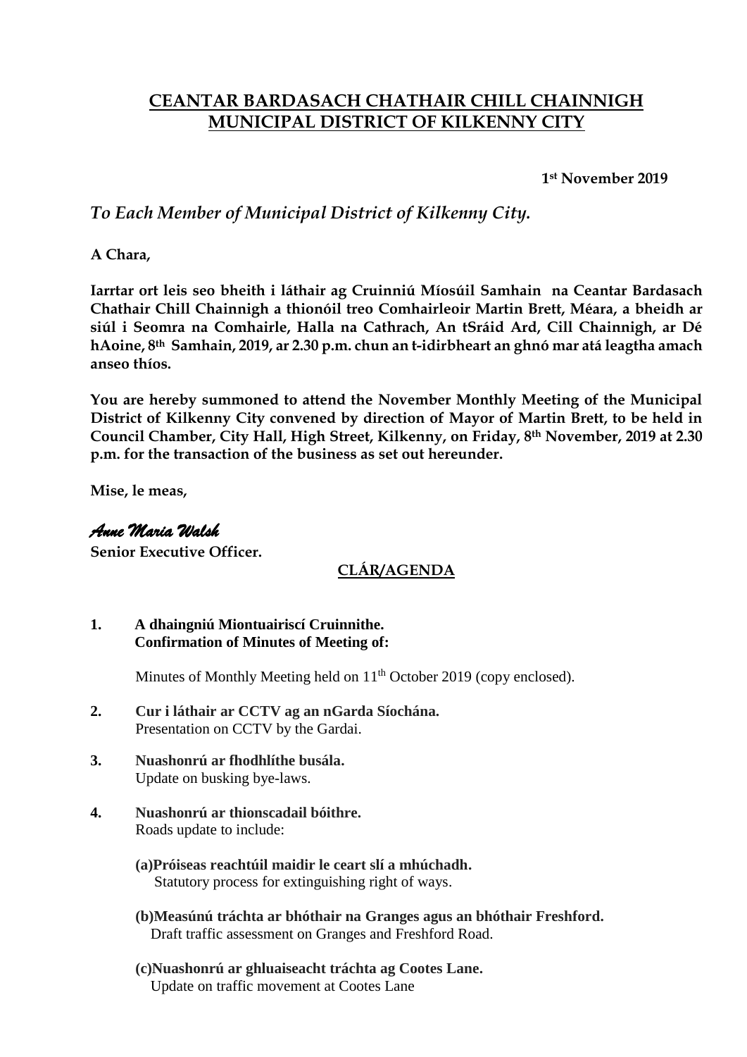# CEANTAR BARDASACH CHATHAIR CHILL CHAINNIGH
# MUNICIPAL DISTRICT OF KILKENNY CITY

**1st November 2019**

*To Each Member of Municipal District of Kilkenny City.*

**A Chara,**

**Iarrtar ort leis seo bheith i láthair ag Cruinniú Míosúil Samhain na Ceantar Bardasach Chathair Chill Chainnigh a thionóil treo Comhairleoir Martin Brett, Méara, a bheidh ar siúl i Seomra na Comhairle, Halla na Cathrach, An tSráid Ard, Cill Chainnigh, ar Dé hAoine, 8th Samhain, 2019, ar 2.30 p.m. chun an t-idirbheart an ghnó mar atá leagtha amach anseo thíos.**

**You are hereby summoned to attend the November Monthly Meeting of the Municipal District of Kilkenny City convened by direction of Mayor of Martin Brett, to be held in Council Chamber, City Hall, High Street, Kilkenny, on Friday, 8th November, 2019 at 2.30 p.m. for the transaction of the business as set out hereunder.**

**Mise, le meas,**

*Anne Maria Walsh*

**Senior Executive Officer.**

## CLÁR/AGENDA

**1. A dhaingniú Miontuairiscí Cruinnithe.**
**Confirmation of Minutes of Meeting of:**

Minutes of Monthly Meeting held on 11th October 2019 (copy enclosed).

**2. Cur i láthair ar CCTV ag an nGarda Síochána.**
Presentation on CCTV by the Gardai.

**3. Nuashonrú ar fhodhlíthe busála.**
Update on busking bye-laws.

**4. Nuashonrú ar thionscadail bóithre.**
Roads update to include:

**(a) Próiseas reachtúil maidir le ceart slí a mhúchadh.**
Statutory process for extinguishing right of ways.

**(b) Measúnú tráchta ar bhóthair na Granges agus an bhóthair Freshford.**
Draft traffic assessment on Granges and Freshford Road.

**(c) Nuashonrú ar ghluaiseacht tráchta ag Cootes Lane.**
Update on traffic movement at Cootes Lane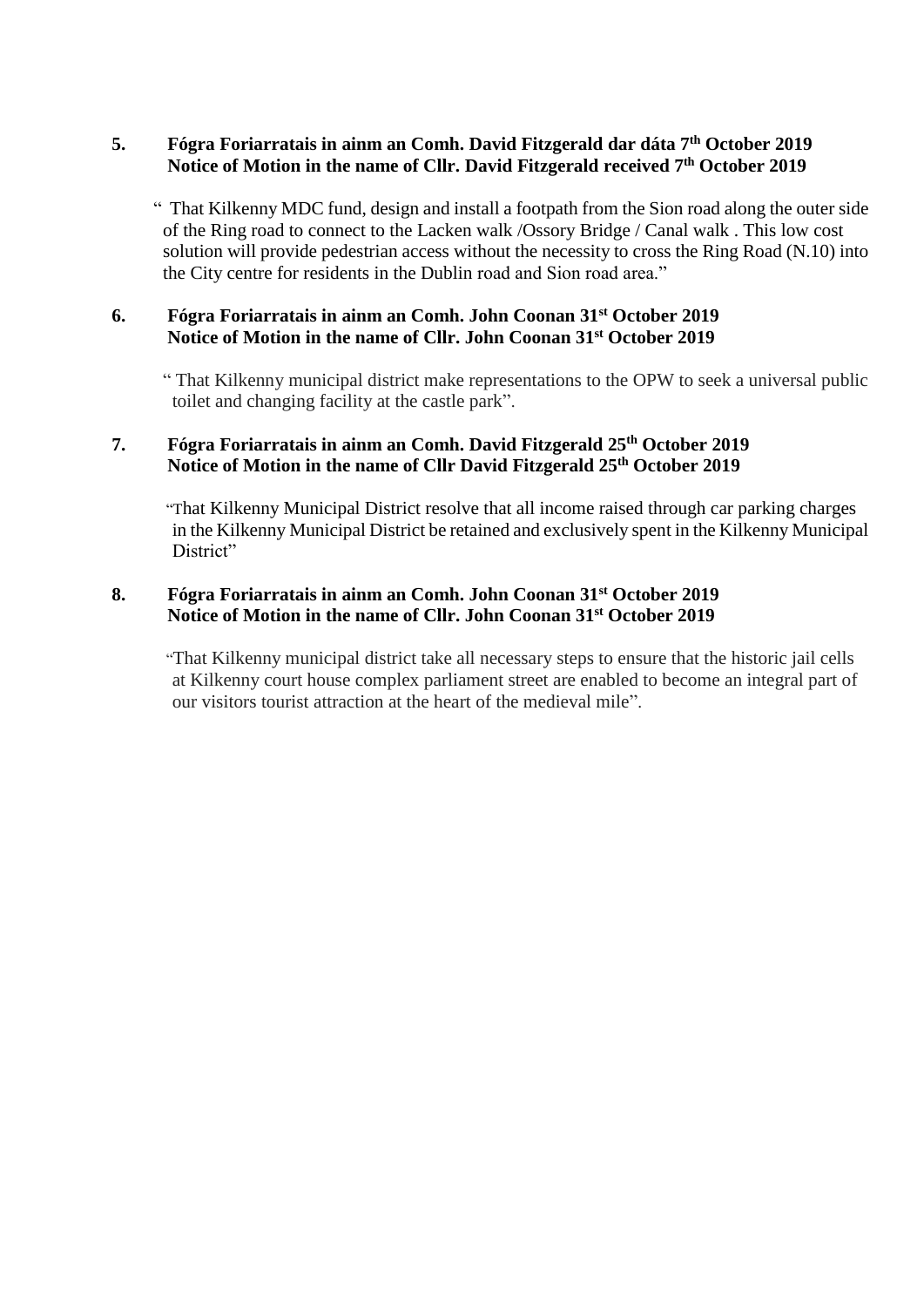**5. Fógra Foriarratais in ainm an Comh. David Fitzgerald dar dáta 7th October 2019**
**Notice of Motion in the name of Cllr. David Fitzgerald received 7th October 2019**

" That Kilkenny MDC fund, design and install a footpath from the Sion road along the outer side of the Ring road to connect to the Lacken walk /Ossory Bridge / Canal walk . This low cost solution will provide pedestrian access without the necessity to cross the Ring Road (N.10) into the City centre for residents in the Dublin road and Sion road area."

**6. Fógra Foriarratais in ainm an Comh. John Coonan 31st October 2019**
**Notice of Motion in the name of Cllr. John Coonan 31st October 2019**

" That Kilkenny municipal district make representations to the OPW to seek a universal public toilet and changing facility at the castle park".

**7. Fógra Foriarratais in ainm an Comh. David Fitzgerald 25th October 2019**
**Notice of Motion in the name of Cllr David Fitzgerald 25th October 2019**

"That Kilkenny Municipal District resolve that all income raised through car parking charges in the Kilkenny Municipal District be retained and exclusively spent in the Kilkenny Municipal District"

**8. Fógra Foriarratais in ainm an Comh. John Coonan 31st October 2019**
**Notice of Motion in the name of Cllr. John Coonan 31st October 2019**

"That Kilkenny municipal district take all necessary steps to ensure that the historic jail cells at Kilkenny court house complex parliament street are enabled to become an integral part of our visitors tourist attraction at the heart of the medieval mile".